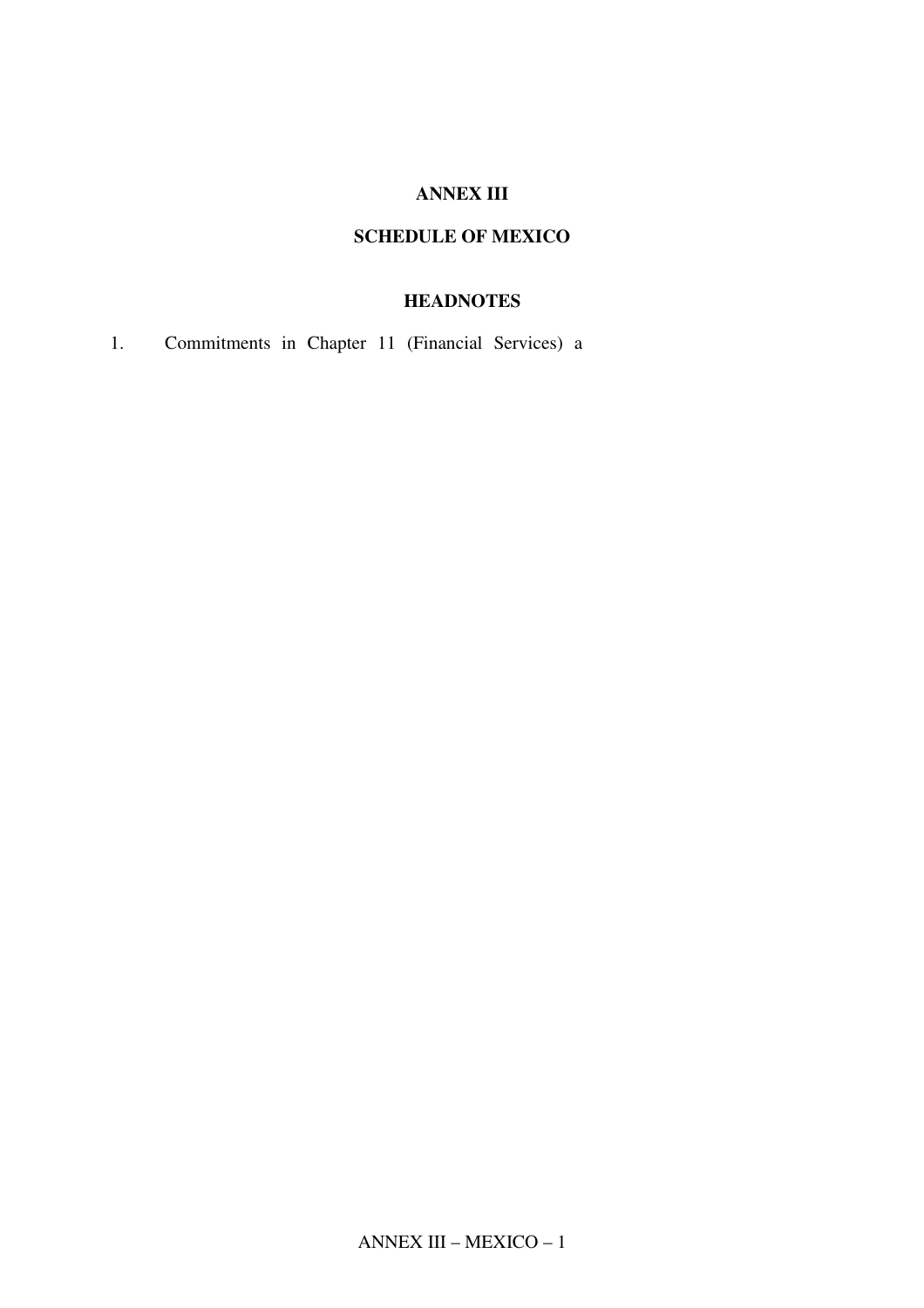# ANNEX III

## SCHEDULE OF MEXICO

### HEADNOTES

1. Commitments in Chapter 11 (Financial Services) a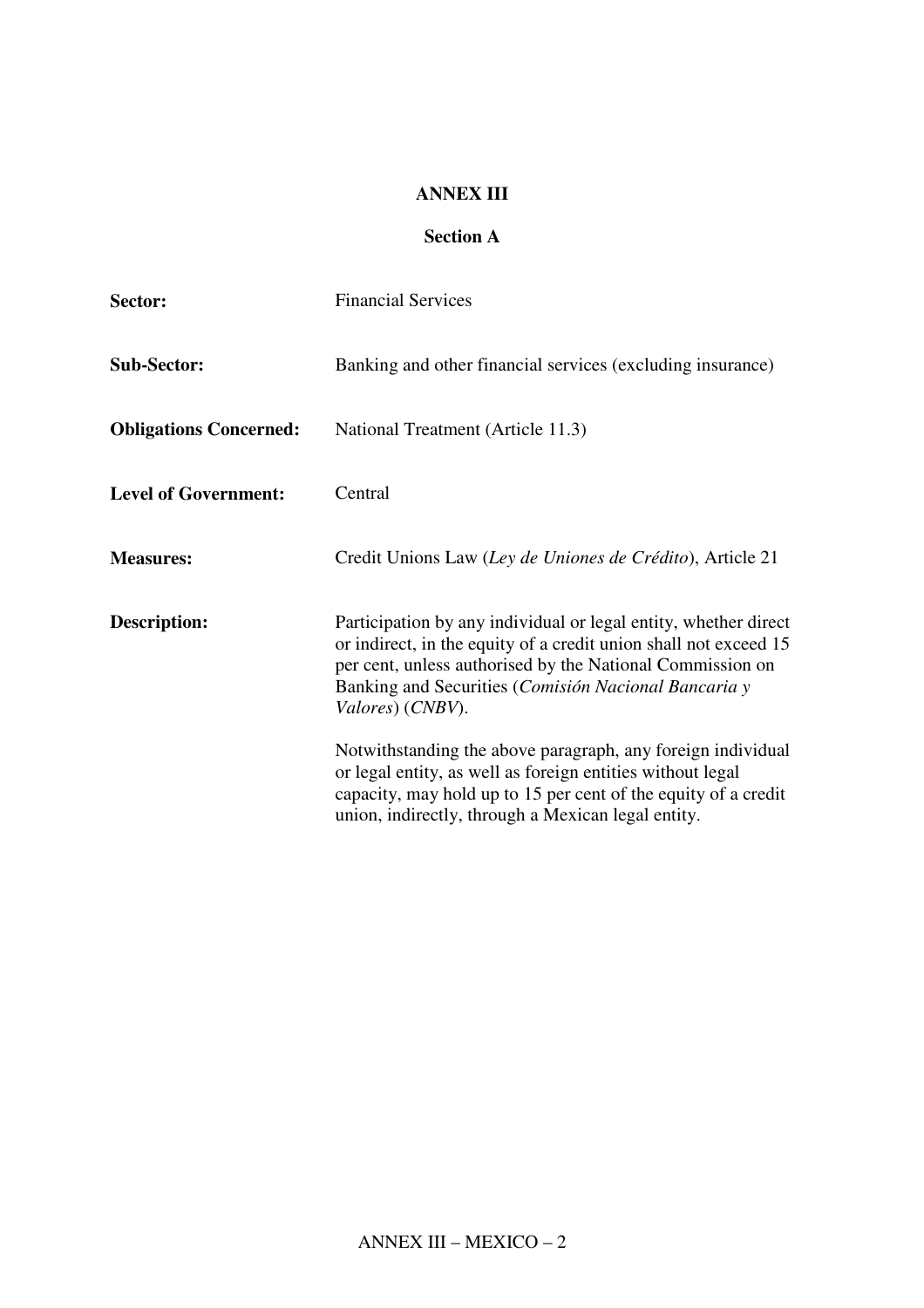**ANNEX III**

**Section A**

**Sector:** Financial Services

**Sub-Sector:** Banking and other financial services (excluding insurance)

**Obligations Concerned:** National Treatment (Article 11.3)

**Level of Government:** Central

**Measures:** Credit Unions Law (*Ley de Uniones de Crédito*), Article 21

**Description:** Participation by any individual or legal entity, whether direct or indirect, in the equity of a credit union shall not exceed 15 per cent, unless authorised by the National Commission on Banking and Securities (*Comisión Nacional Bancaria y Valores*) (*CNBV*).

Notwithstanding the above paragraph, any foreign individual or legal entity, as well as foreign entities without legal capacity, may hold up to 15 per cent of the equity of a credit union, indirectly, through a Mexican legal entity.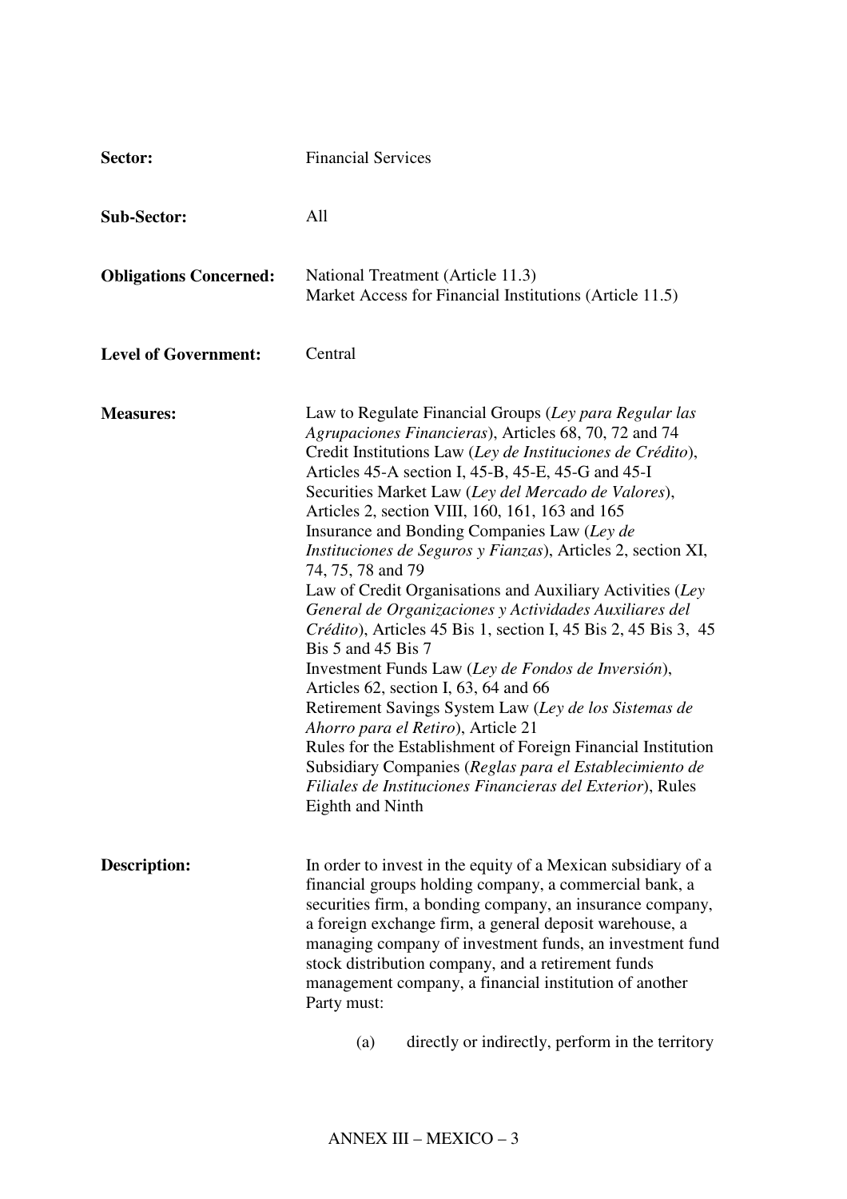**Sector:** Financial Services

**Sub-Sector:** All

**Obligations Concerned:** National Treatment (Article 11.3)
Market Access for Financial Institutions (Article 11.5)

**Level of Government:** Central

**Measures:** Law to Regulate Financial Groups (*Ley para Regular las Agrupaciones Financieras*), Articles 68, 70, 72 and 74
Credit Institutions Law (*Ley de Instituciones de Crédito*), Articles 45-A section I, 45-B, 45-E, 45-G and 45-I
Securities Market Law (*Ley del Mercado de Valores*), Articles 2, section VIII, 160, 161, 163 and 165
Insurance and Bonding Companies Law (*Ley de Instituciones de Seguros y Fianzas*), Articles 2, section XI, 74, 75, 78 and 79
Law of Credit Organisations and Auxiliary Activities (*Ley General de Organizaciones y Actividades Auxiliares del Crédito*), Articles 45 Bis 1, section I, 45 Bis 2, 45 Bis 3, 45 Bis 5 and 45 Bis 7
Investment Funds Law (*Ley de Fondos de Inversión*), Articles 62, section I, 63, 64 and 66
Retirement Savings System Law (*Ley de los Sistemas de Ahorro para el Retiro*), Article 21
Rules for the Establishment of Foreign Financial Institution Subsidiary Companies (*Reglas para el Establecimiento de Filiales de Instituciones Financieras del Exterior*), Rules Eighth and Ninth

**Description:** In order to invest in the equity of a Mexican subsidiary of a financial groups holding company, a commercial bank, a securities firm, a bonding company, an insurance company, a foreign exchange firm, a general deposit warehouse, a managing company of investment funds, an investment fund stock distribution company, and a retirement funds management company, a financial institution of another Party must:

(a) directly or indirectly, perform in the territory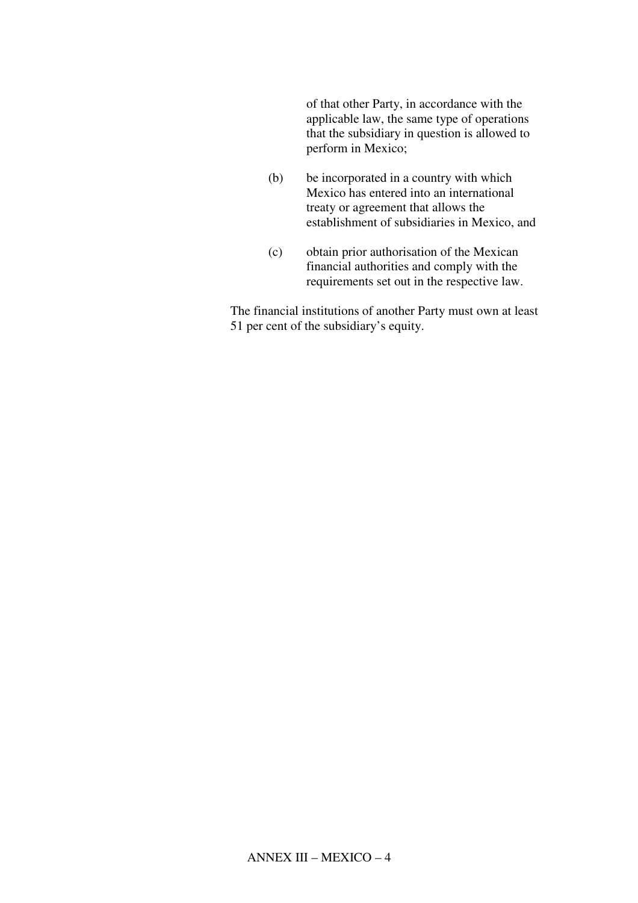of that other Party, in accordance with the applicable law, the same type of operations that the subsidiary in question is allowed to perform in Mexico;

(b) be incorporated in a country with which Mexico has entered into an international treaty or agreement that allows the establishment of subsidiaries in Mexico, and

(c) obtain prior authorisation of the Mexican financial authorities and comply with the requirements set out in the respective law.

The financial institutions of another Party must own at least 51 per cent of the subsidiary's equity.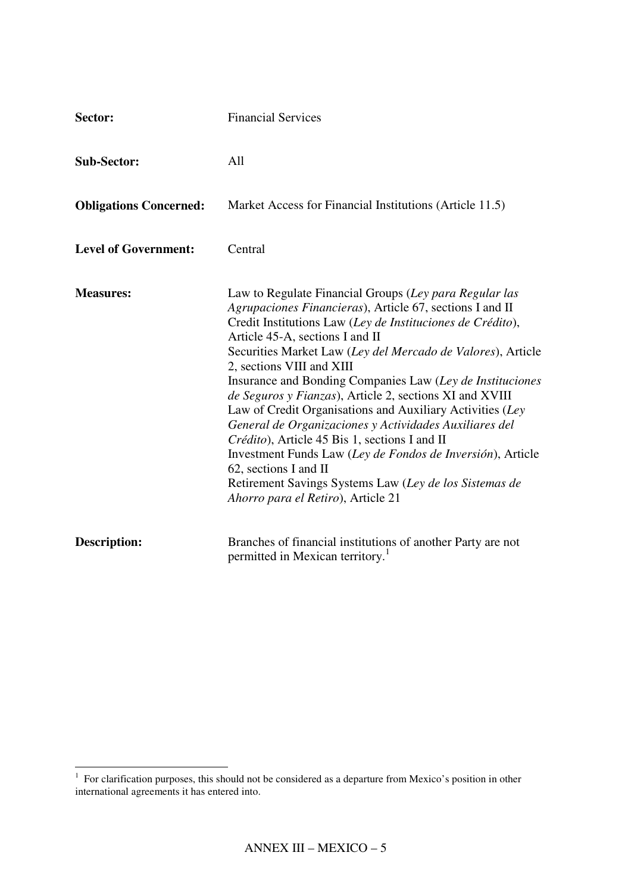**Sector:** Financial Services

**Sub-Sector:** All

**Obligations Concerned:** Market Access for Financial Institutions (Article 11.5)

**Level of Government:** Central

**Measures:**
Law to Regulate Financial Groups (*Ley para Regular las Agrupaciones Financieras*), Article 67, sections I and II
Credit Institutions Law (*Ley de Instituciones de Crédito*), Article 45-A, sections I and II
Securities Market Law (*Ley del Mercado de Valores*), Article 2, sections VIII and XIII
Insurance and Bonding Companies Law (*Ley de Instituciones de Seguros y Fianzas*), Article 2, sections XI and XVIII
Law of Credit Organisations and Auxiliary Activities (*Ley General de Organizaciones y Actividades Auxiliares del Crédito*), Article 45 Bis 1, sections I and II
Investment Funds Law (*Ley de Fondos de Inversión*), Article 62, sections I and II
Retirement Savings Systems Law (*Ley de los Sistemas de Ahorro para el Retiro*), Article 21

**Description:** Branches of financial institutions of another Party are not permitted in Mexican territory.[1]

[1] For clarification purposes, this should not be considered as a departure from Mexico's position in other international agreements it has entered into.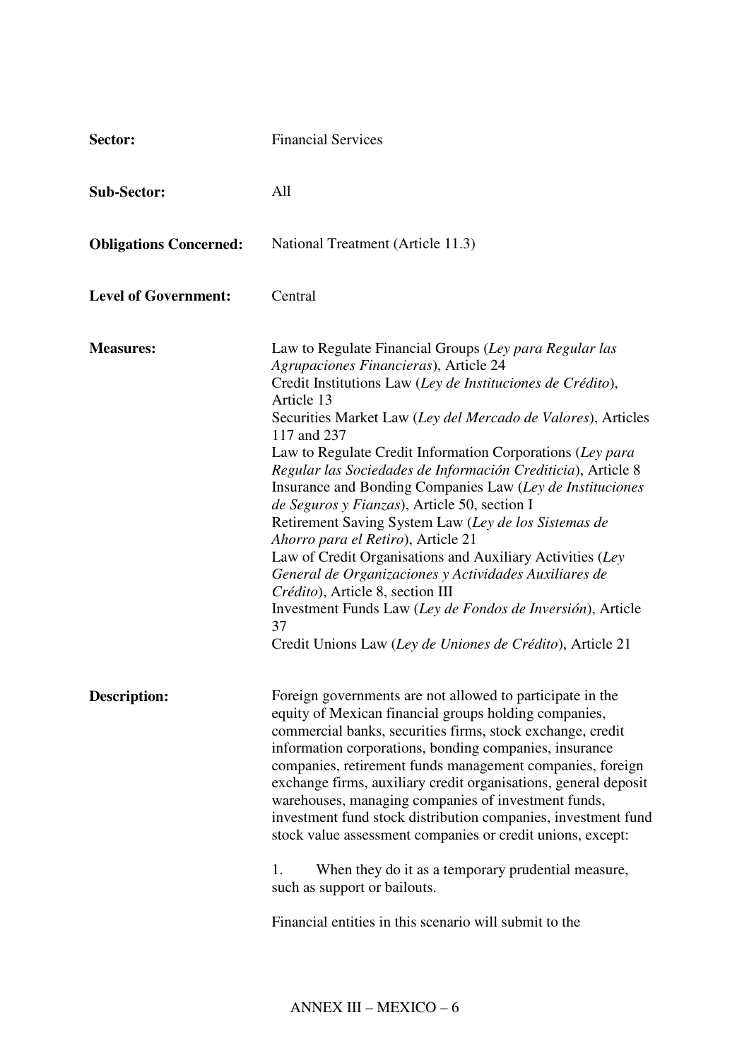| | |
|---|---|
| **Sector:** | Financial Services |
| **Sub-Sector:** | All |
| **Obligations Concerned:** | National Treatment (Article 11.3) |
| **Level of Government:** | Central |
| **Measures:** | Law to Regulate Financial Groups (*Ley para Regular las Agrupaciones Financieras*), Article 24<br>Credit Institutions Law (*Ley de Instituciones de Crédito*), Article 13<br>Securities Market Law (*Ley del Mercado de Valores*), Articles 117 and 237<br>Law to Regulate Credit Information Corporations (*Ley para Regular las Sociedades de Información Crediticia*), Article 8<br>Insurance and Bonding Companies Law (*Ley de Instituciones de Seguros y Fianzas*), Article 50, section I<br>Retirement Saving System Law (*Ley de los Sistemas de Ahorro para el Retiro*), Article 21<br>Law of Credit Organisations and Auxiliary Activities (*Ley General de Organizaciones y Actividades Auxiliares de Crédito*), Article 8, section III<br>Investment Funds Law (*Ley de Fondos de Inversión*), Article 37<br>Credit Unions Law (*Ley de Uniones de Crédito*), Article 21 |
| **Description:** | Foreign governments are not allowed to participate in the equity of Mexican financial groups holding companies, commercial banks, securities firms, stock exchange, credit information corporations, bonding companies, insurance companies, retirement funds management companies, foreign exchange firms, auxiliary credit organisations, general deposit warehouses, managing companies of investment funds, investment fund stock distribution companies, investment fund stock value assessment companies or credit unions, except:<br><br>1. When they do it as a temporary prudential measure, such as support or bailouts.<br><br>Financial entities in this scenario will submit to the |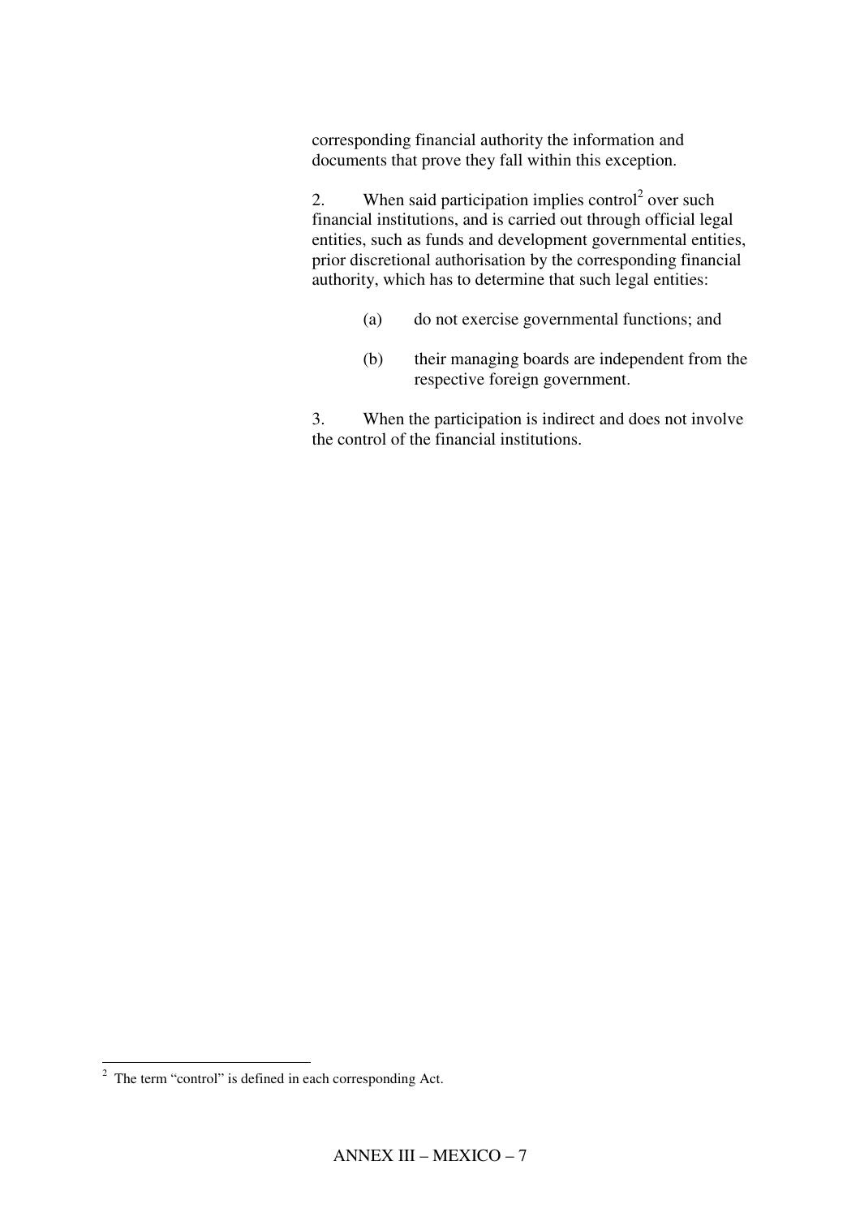corresponding financial authority the information and documents that prove they fall within this exception.

2. When said participation implies control[2] over such financial institutions, and is carried out through official legal entities, such as funds and development governmental entities, prior discretional authorisation by the corresponding financial authority, which has to determine that such legal entities:

(a) do not exercise governmental functions; and

(b) their managing boards are independent from the respective foreign government.

3. When the participation is indirect and does not involve the control of the financial institutions.

[2] The term "control" is defined in each corresponding Act.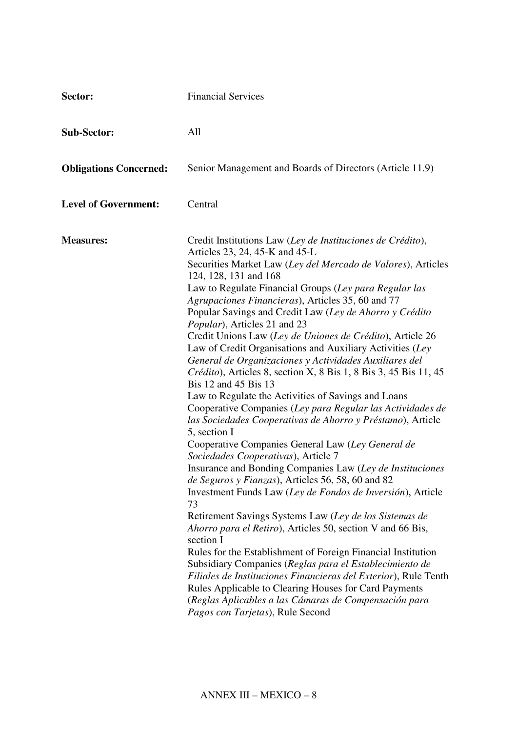**Sector:** Financial Services

**Sub-Sector:** All

**Obligations Concerned:** Senior Management and Boards of Directors (Article 11.9)

**Level of Government:** Central

**Measures:**

Credit Institutions Law (*Ley de Instituciones de Crédito*), Articles 23, 24, 45-K and 45-L

Securities Market Law (*Ley del Mercado de Valores*), Articles 124, 128, 131 and 168

Law to Regulate Financial Groups (*Ley para Regular las Agrupaciones Financieras*), Articles 35, 60 and 77

Popular Savings and Credit Law (*Ley de Ahorro y Crédito Popular*), Articles 21 and 23

Credit Unions Law (*Ley de Uniones de Crédito*), Article 26

Law of Credit Organisations and Auxiliary Activities (*Ley General de Organizaciones y Actividades Auxiliares del Crédito*), Articles 8, section X, 8 Bis 1, 8 Bis 3, 45 Bis 11, 45 Bis 12 and 45 Bis 13

Law to Regulate the Activities of Savings and Loans Cooperative Companies (*Ley para Regular las Actividades de las Sociedades Cooperativas de Ahorro y Préstamo*), Article 5, section I

Cooperative Companies General Law (*Ley General de Sociedades Cooperativas*), Article 7

Insurance and Bonding Companies Law (*Ley de Instituciones de Seguros y Fianzas*), Articles 56, 58, 60 and 82

Investment Funds Law (*Ley de Fondos de Inversión*), Article 73

Retirement Savings Systems Law (*Ley de los Sistemas de Ahorro para el Retiro*), Articles 50, section V and 66 Bis, section I

Rules for the Establishment of Foreign Financial Institution Subsidiary Companies (*Reglas para el Establecimiento de Filiales de Instituciones Financieras del Exterior*), Rule Tenth

Rules Applicable to Clearing Houses for Card Payments (*Reglas Aplicables a las Cámaras de Compensación para Pagos con Tarjetas*), Rule Second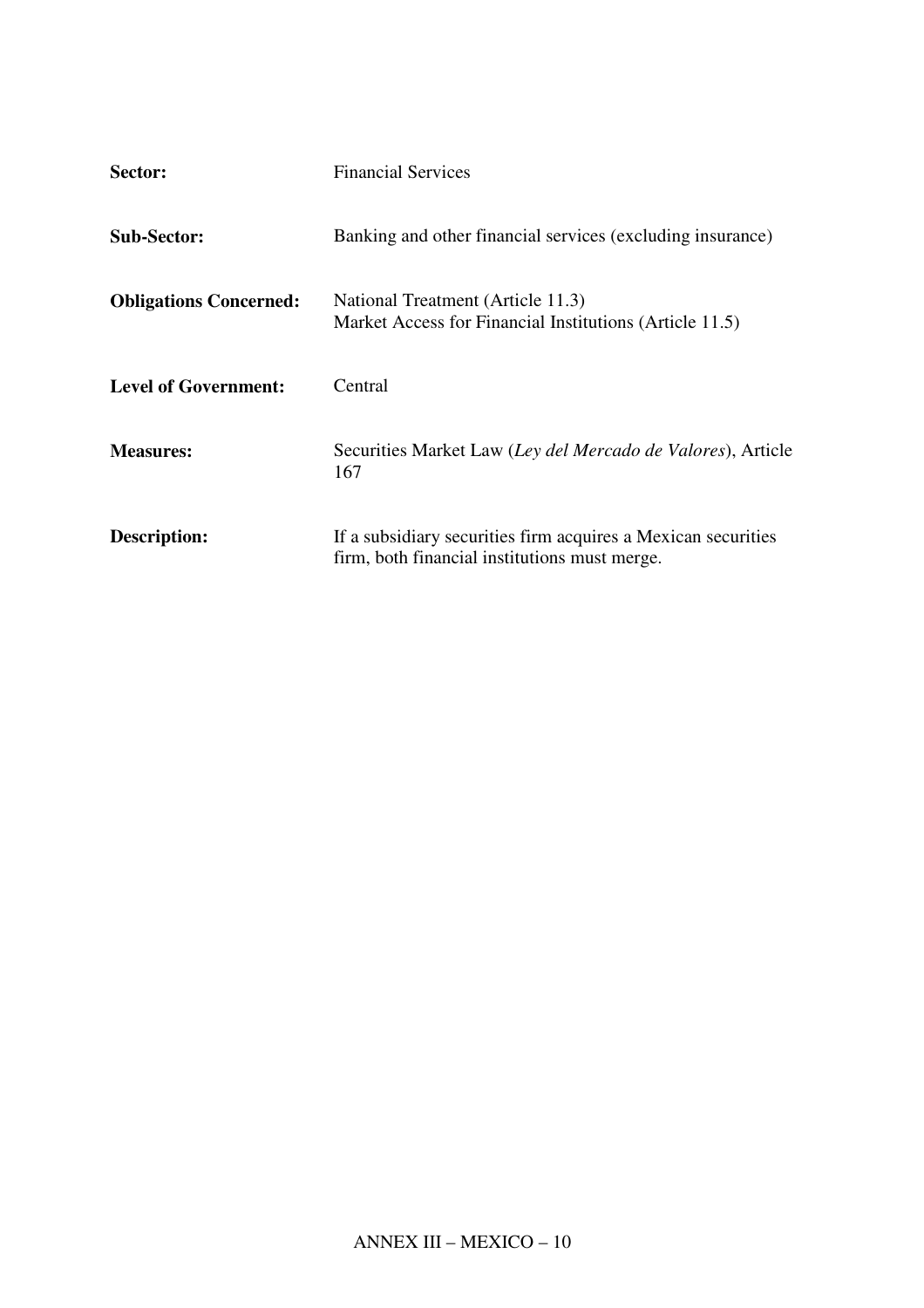| | |
|---|---|
| **Sector:** | Financial Services |
| **Sub-Sector:** | Banking and other financial services (excluding insurance) |
| **Obligations Concerned:** | National Treatment (Article 11.3)<br>Market Access for Financial Institutions (Article 11.5) |
| **Level of Government:** | Central |
| **Measures:** | Securities Market Law (*Ley del Mercado de Valores*), Article 167 |
| **Description:** | If a subsidiary securities firm acquires a Mexican securities firm, both financial institutions must merge. |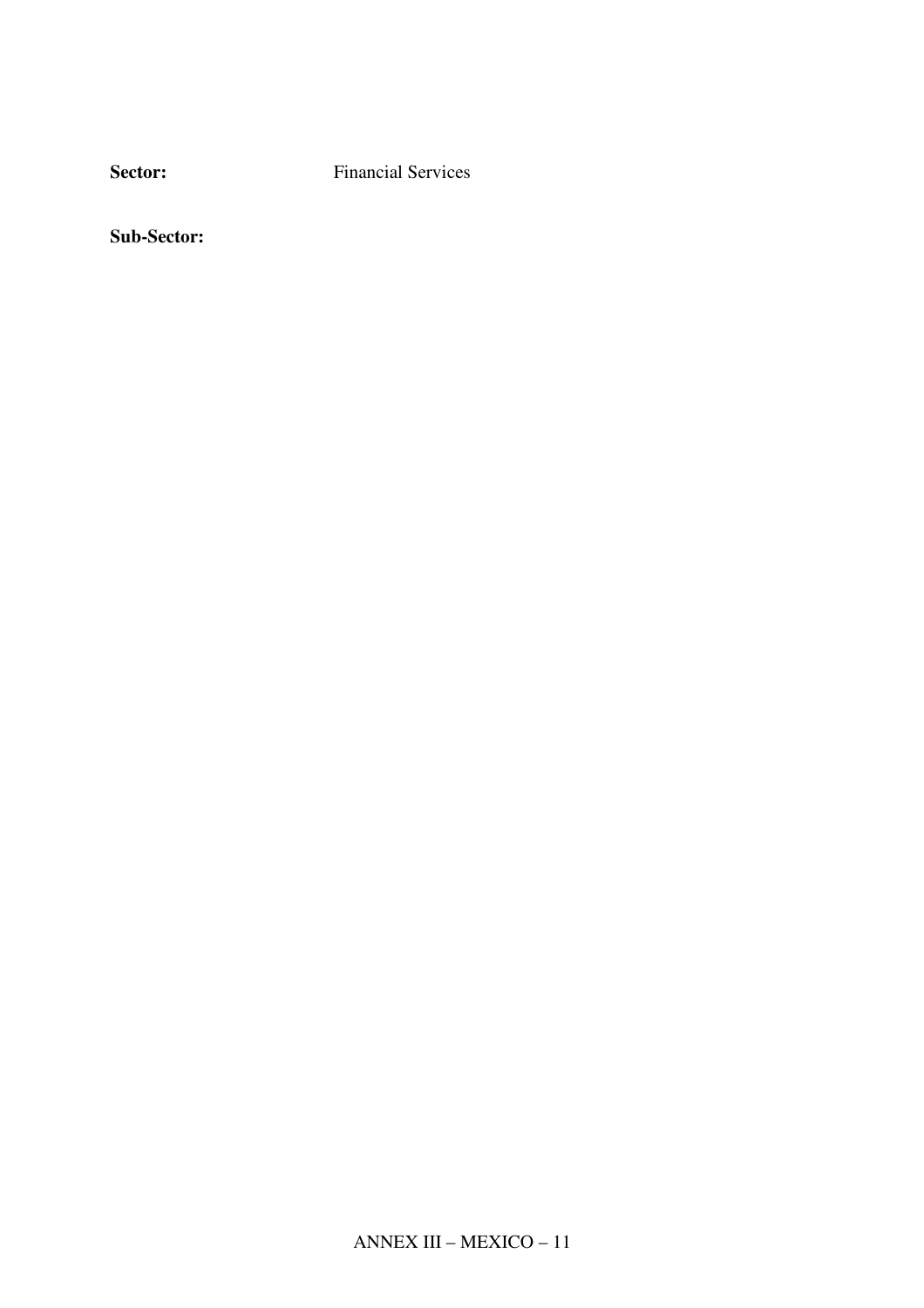**Sector:** Financial Services

**Sub-Sector:**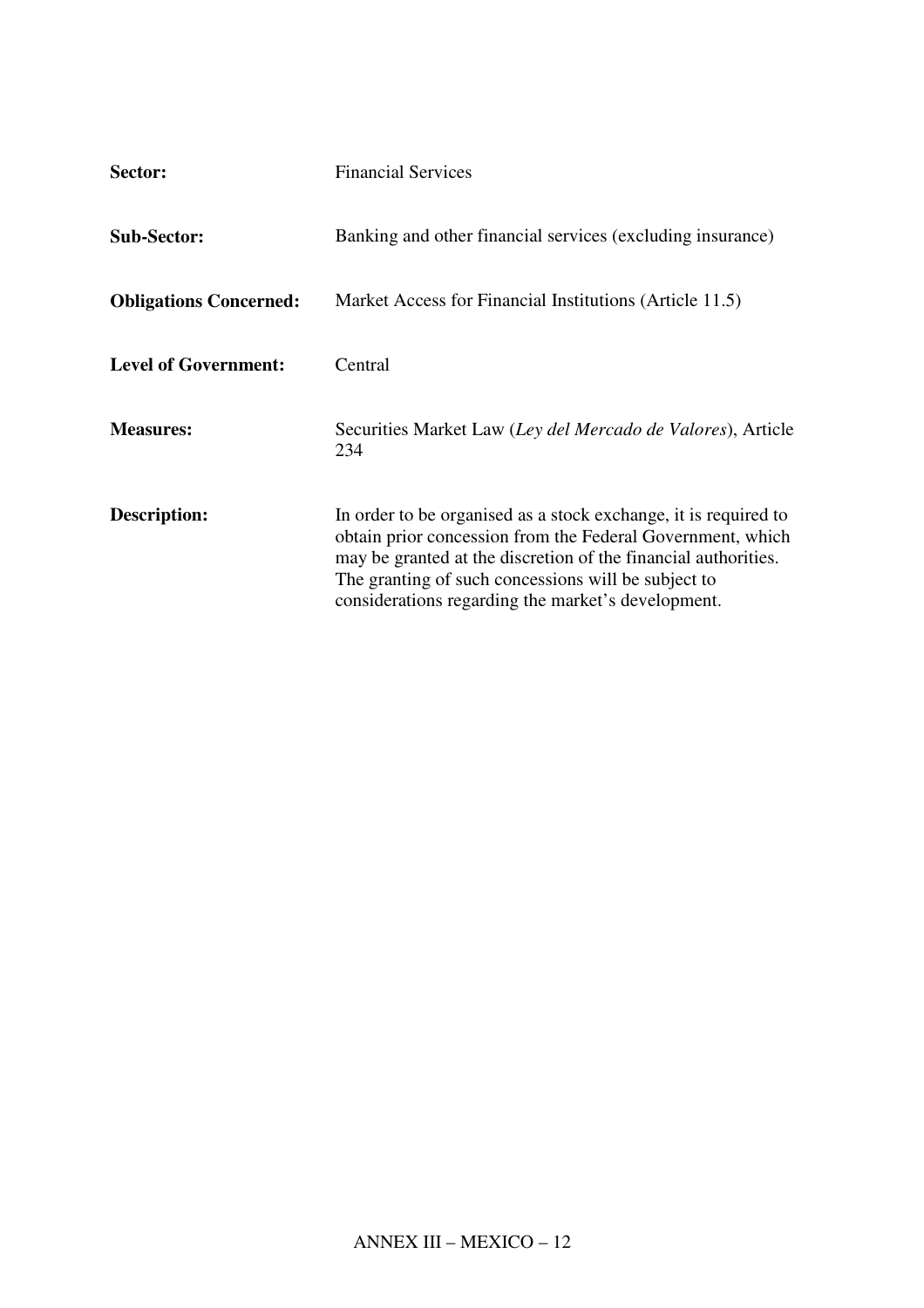**Sector:** Financial Services

**Sub-Sector:** Banking and other financial services (excluding insurance)

**Obligations Concerned:** Market Access for Financial Institutions (Article 11.5)

**Level of Government:** Central

**Measures:** Securities Market Law (*Ley del Mercado de Valores*), Article 234

**Description:** In order to be organised as a stock exchange, it is required to obtain prior concession from the Federal Government, which may be granted at the discretion of the financial authorities. The granting of such concessions will be subject to considerations regarding the market's development.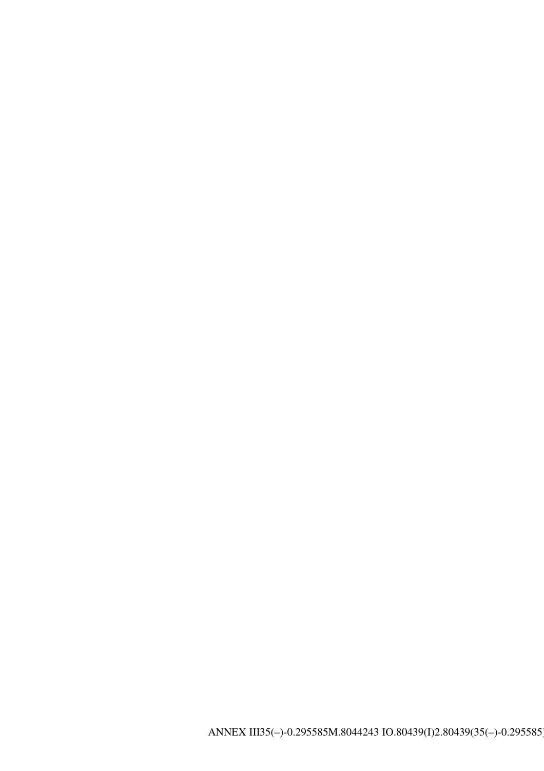ANNEX III35(–)-0.295585M.8044243 IO.80439(I)2.80439(35(–)-0.295585)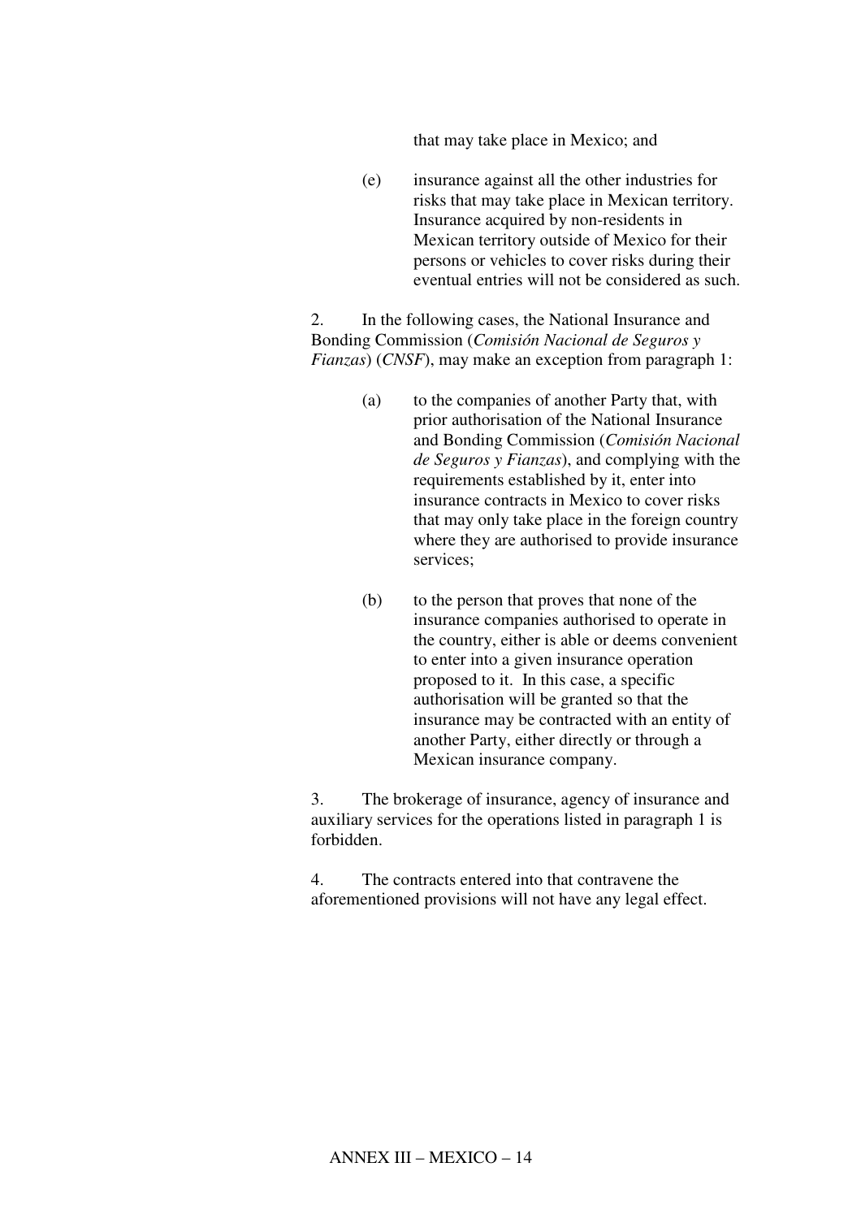that may take place in Mexico; and

(e) insurance against all the other industries for risks that may take place in Mexican territory. Insurance acquired by non-residents in Mexican territory outside of Mexico for their persons or vehicles to cover risks during their eventual entries will not be considered as such.

2. In the following cases, the National Insurance and Bonding Commission (*Comisión Nacional de Seguros y Fianzas*) (*CNSF*), may make an exception from paragraph 1:

(a) to the companies of another Party that, with prior authorisation of the National Insurance and Bonding Commission (*Comisión Nacional de Seguros y Fianzas*), and complying with the requirements established by it, enter into insurance contracts in Mexico to cover risks that may only take place in the foreign country where they are authorised to provide insurance services;

(b) to the person that proves that none of the insurance companies authorised to operate in the country, either is able or deems convenient to enter into a given insurance operation proposed to it. In this case, a specific authorisation will be granted so that the insurance may be contracted with an entity of another Party, either directly or through a Mexican insurance company.

3. The brokerage of insurance, agency of insurance and auxiliary services for the operations listed in paragraph 1 is forbidden.

4. The contracts entered into that contravene the aforementioned provisions will not have any legal effect.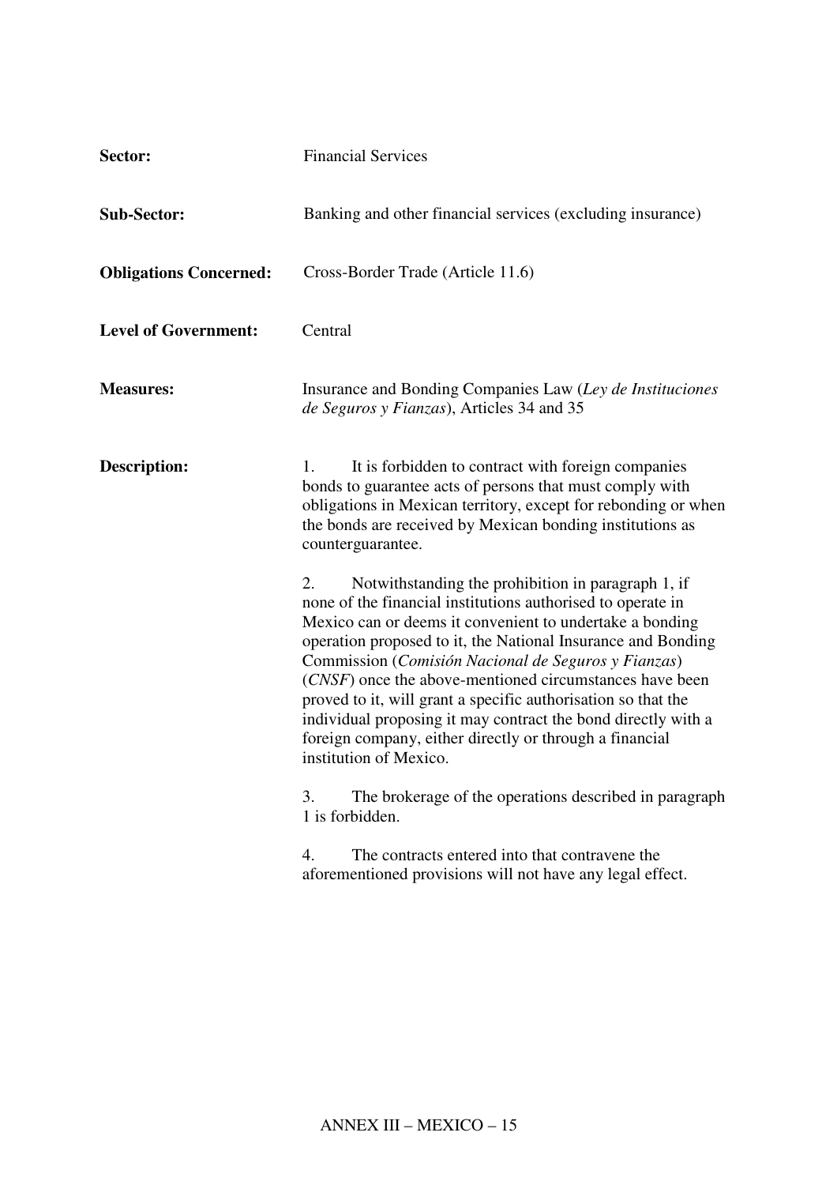**Sector:** Financial Services

**Sub-Sector:** Banking and other financial services (excluding insurance)

**Obligations Concerned:** Cross-Border Trade (Article 11.6)

**Level of Government:** Central

**Measures:** Insurance and Bonding Companies Law (*Ley de Instituciones de Seguros y Fianzas*), Articles 34 and 35

**Description:**

1. It is forbidden to contract with foreign companies bonds to guarantee acts of persons that must comply with obligations in Mexican territory, except for rebonding or when the bonds are received by Mexican bonding institutions as counterguarantee.

2. Notwithstanding the prohibition in paragraph 1, if none of the financial institutions authorised to operate in Mexico can or deems it convenient to undertake a bonding operation proposed to it, the National Insurance and Bonding Commission (*Comisión Nacional de Seguros y Fianzas*) (*CNSF*) once the above-mentioned circumstances have been proved to it, will grant a specific authorisation so that the individual proposing it may contract the bond directly with a foreign company, either directly or through a financial institution of Mexico.

3. The brokerage of the operations described in paragraph 1 is forbidden.

4. The contracts entered into that contravene the aforementioned provisions will not have any legal effect.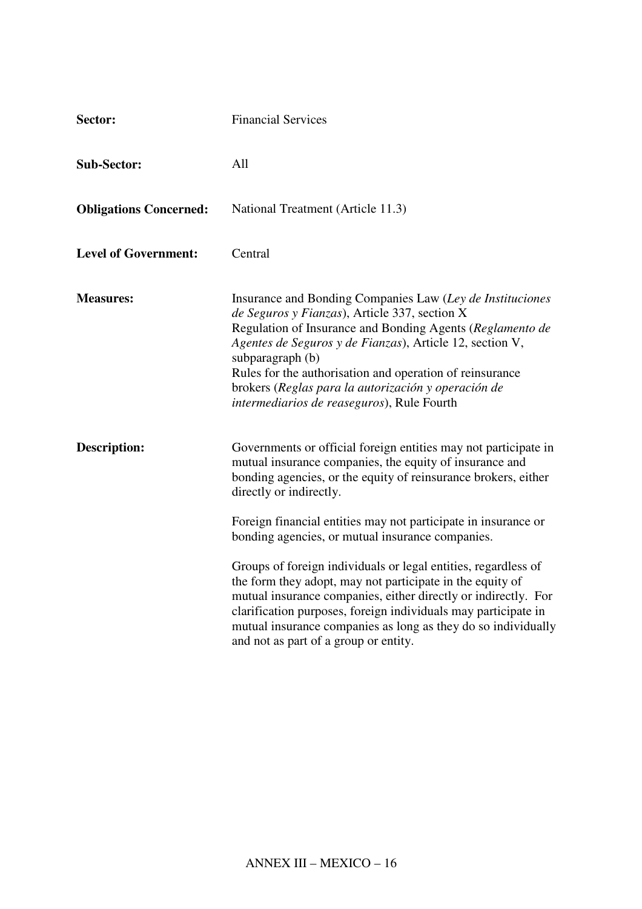**Sector:** Financial Services

**Sub-Sector:** All

**Obligations Concerned:** National Treatment (Article 11.3)

**Level of Government:** Central

**Measures:** Insurance and Bonding Companies Law (*Ley de Instituciones de Seguros y Fianzas*), Article 337, section X

Regulation of Insurance and Bonding Agents (*Reglamento de Agentes de Seguros y de Fianzas*), Article 12, section V, subparagraph (b)

Rules for the authorisation and operation of reinsurance brokers (*Reglas para la autorización y operación de intermediarios de reaseguros*), Rule Fourth

**Description:** Governments or official foreign entities may not participate in mutual insurance companies, the equity of insurance and bonding agencies, or the equity of reinsurance brokers, either directly or indirectly.

Foreign financial entities may not participate in insurance or bonding agencies, or mutual insurance companies.

Groups of foreign individuals or legal entities, regardless of the form they adopt, may not participate in the equity of mutual insurance companies, either directly or indirectly. For clarification purposes, foreign individuals may participate in mutual insurance companies as long as they do so individually and not as part of a group or entity.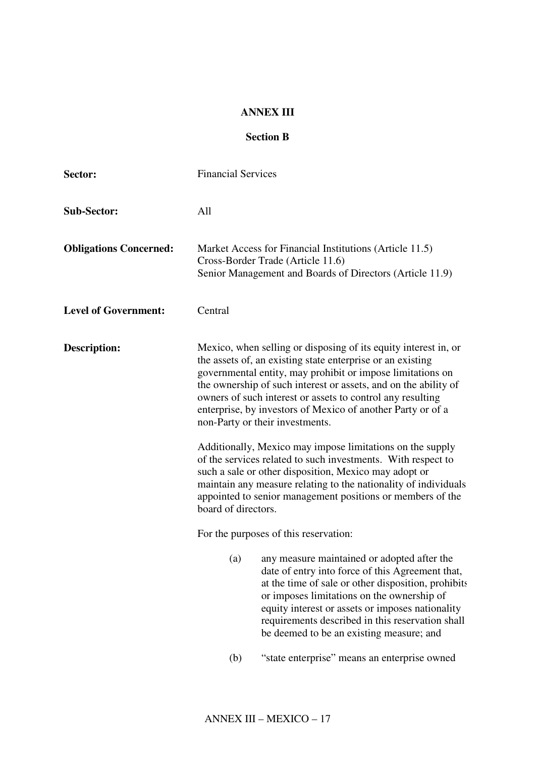**ANNEX III**

**Section B**

| | |
|---|---|
| **Sector:** | Financial Services |
| **Sub-Sector:** | All |
| **Obligations Concerned:** | Market Access for Financial Institutions (Article 11.5)<br>Cross-Border Trade (Article 11.6)<br>Senior Management and Boards of Directors (Article 11.9) |
| **Level of Government:** | Central |
| **Description:** | Mexico, when selling or disposing of its equity interest in, or the assets of, an existing state enterprise or an existing governmental entity, may prohibit or impose limitations on the ownership of such interest or assets, and on the ability of owners of such interest or assets to control any resulting enterprise, by investors of Mexico of another Party or of a non-Party or their investments. |

Additionally, Mexico may impose limitations on the supply of the services related to such investments. With respect to such a sale or other disposition, Mexico may adopt or maintain any measure relating to the nationality of individuals appointed to senior management positions or members of the board of directors.

For the purposes of this reservation:

(a) any measure maintained or adopted after the date of entry into force of this Agreement that, at the time of sale or other disposition, prohibits or imposes limitations on the ownership of equity interest or assets or imposes nationality requirements described in this reservation shall be deemed to be an existing measure; and

(b) "state enterprise" means an enterprise owned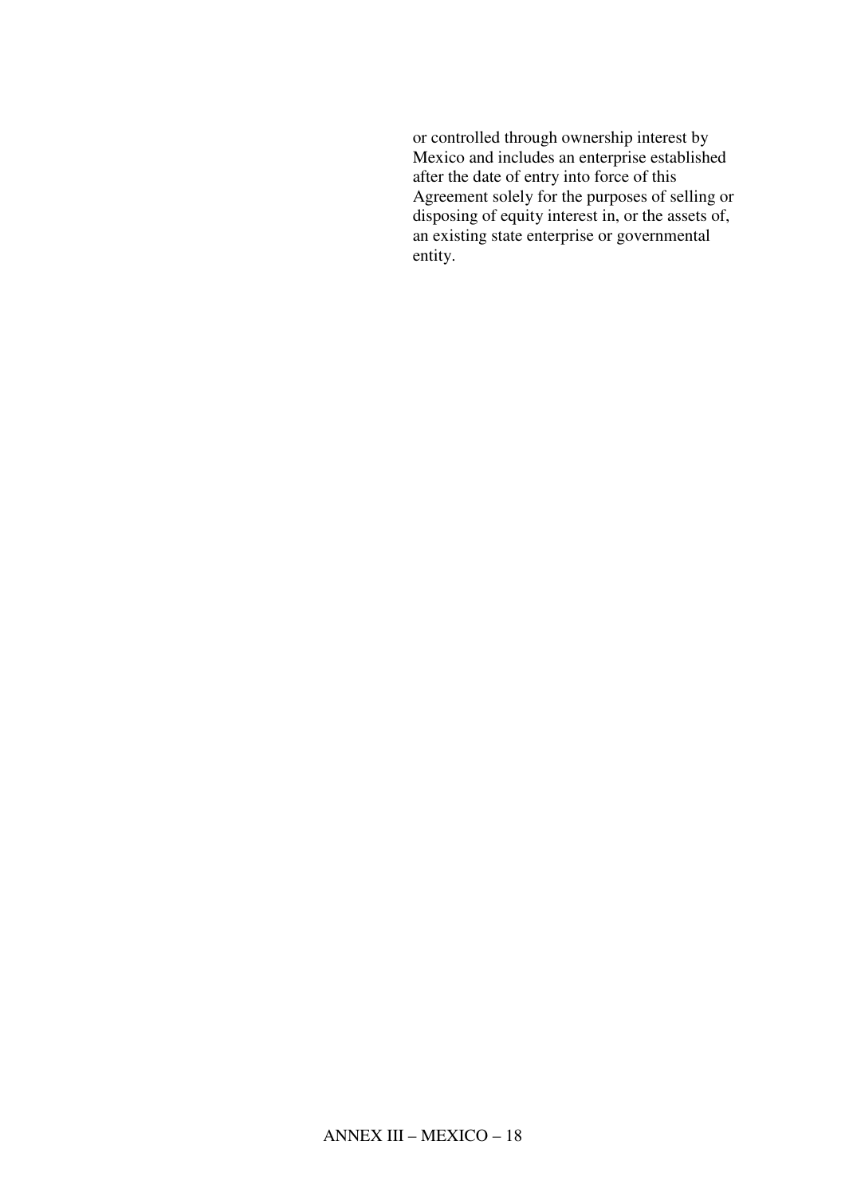or controlled through ownership interest by Mexico and includes an enterprise established after the date of entry into force of this Agreement solely for the purposes of selling or disposing of equity interest in, or the assets of, an existing state enterprise or governmental entity.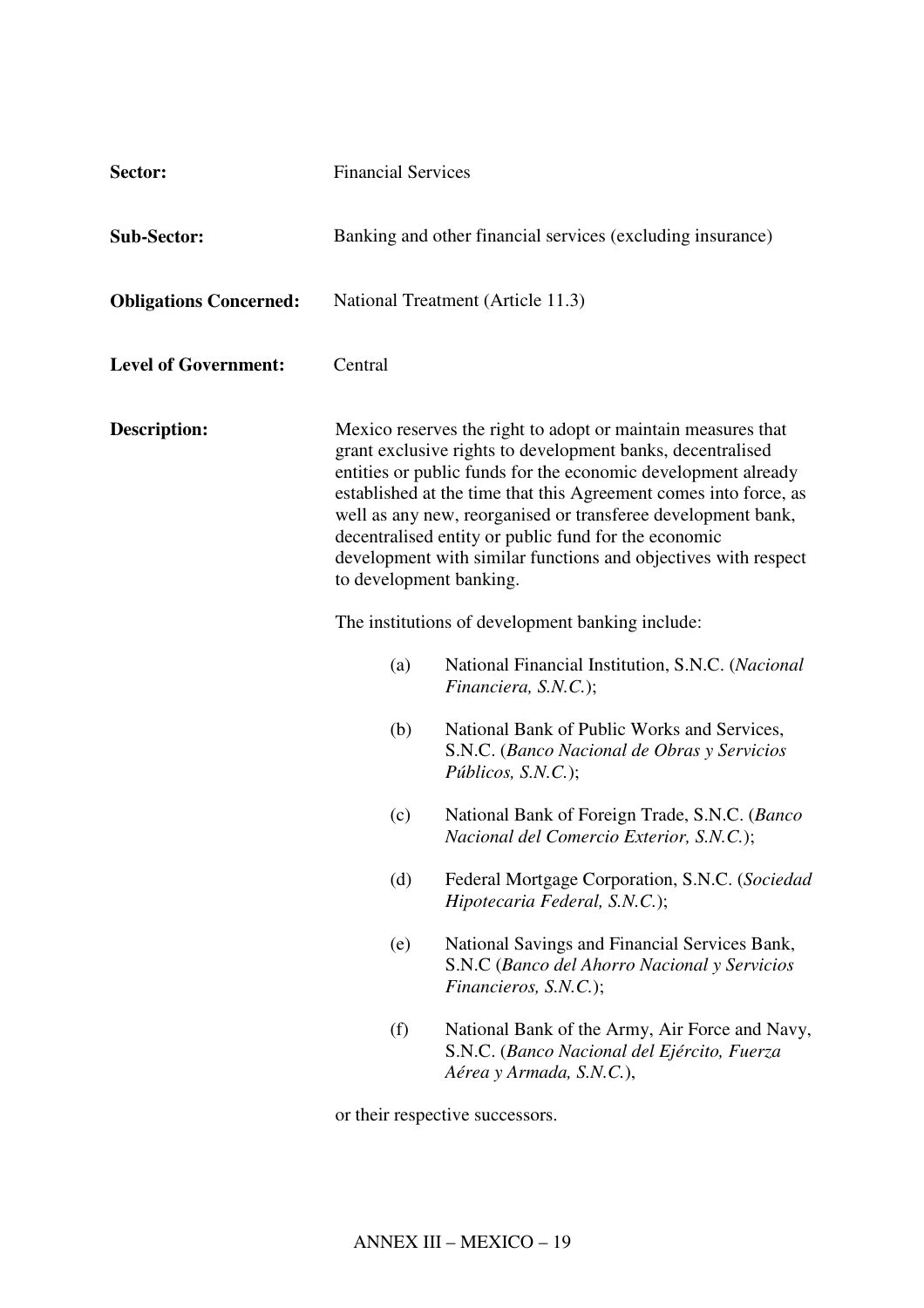**Sector:** Financial Services

**Sub-Sector:** Banking and other financial services (excluding insurance)

**Obligations Concerned:** National Treatment (Article 11.3)

**Level of Government:** Central

**Description:** Mexico reserves the right to adopt or maintain measures that grant exclusive rights to development banks, decentralised entities or public funds for the economic development already established at the time that this Agreement comes into force, as well as any new, reorganised or transferee development bank, decentralised entity or public fund for the economic development with similar functions and objectives with respect to development banking.

The institutions of development banking include:

(a) National Financial Institution, S.N.C. (*Nacional Financiera, S.N.C.*);

(b) National Bank of Public Works and Services, S.N.C. (*Banco Nacional de Obras y Servicios Públicos, S.N.C.*);

(c) National Bank of Foreign Trade, S.N.C. (*Banco Nacional del Comercio Exterior, S.N.C.*);

(d) Federal Mortgage Corporation, S.N.C. (*Sociedad Hipotecaria Federal, S.N.C.*);

(e) National Savings and Financial Services Bank, S.N.C (*Banco del Ahorro Nacional y Servicios Financieros, S.N.C.*);

(f) National Bank of the Army, Air Force and Navy, S.N.C. (*Banco Nacional del Ejército, Fuerza Aérea y Armada, S.N.C.*),

or their respective successors.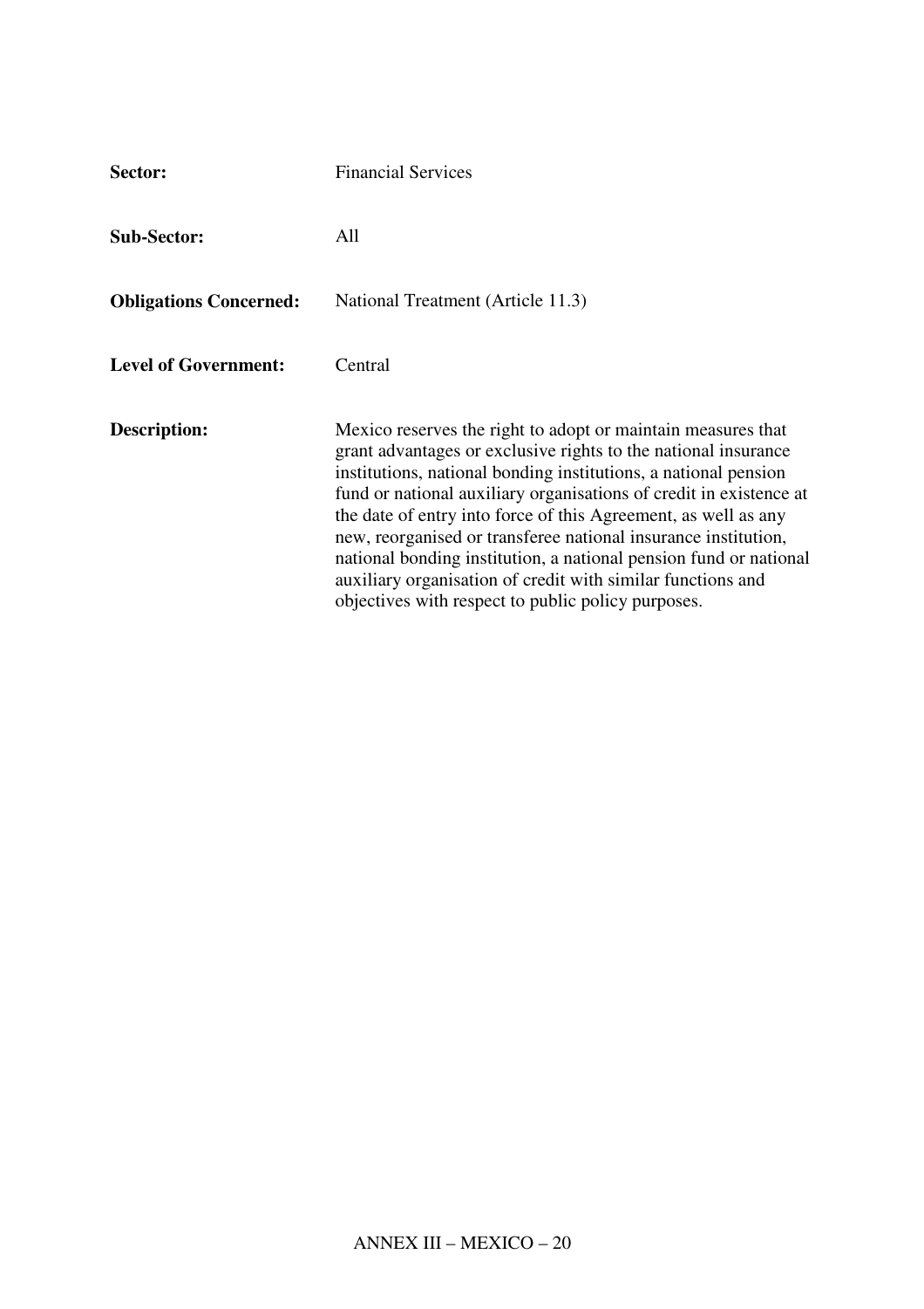**Sector:** Financial Services

**Sub-Sector:** All

**Obligations Concerned:** National Treatment (Article 11.3)

**Level of Government:** Central

**Description:** Mexico reserves the right to adopt or maintain measures that grant advantages or exclusive rights to the national insurance institutions, national bonding institutions, a national pension fund or national auxiliary organisations of credit in existence at the date of entry into force of this Agreement, as well as any new, reorganised or transferee national insurance institution, national bonding institution, a national pension fund or national auxiliary organisation of credit with similar functions and objectives with respect to public policy purposes.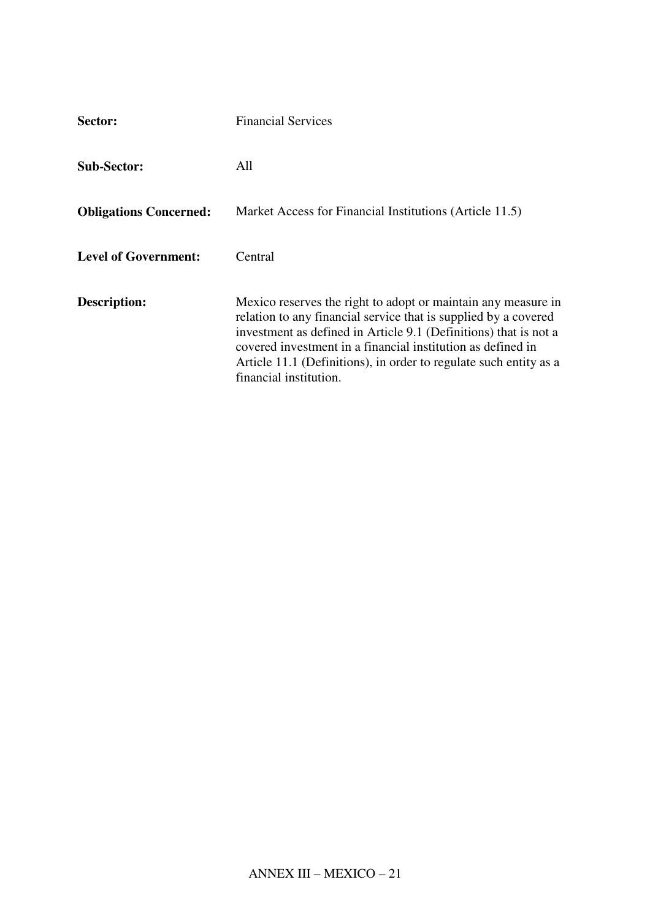| | |
|---|---|
| **Sector:** | Financial Services |
| **Sub-Sector:** | All |
| **Obligations Concerned:** | Market Access for Financial Institutions (Article 11.5) |
| **Level of Government:** | Central |
| **Description:** | Mexico reserves the right to adopt or maintain any measure in relation to any financial service that is supplied by a covered investment as defined in Article 9.1 (Definitions) that is not a covered investment in a financial institution as defined in Article 11.1 (Definitions), in order to regulate such entity as a financial institution. |